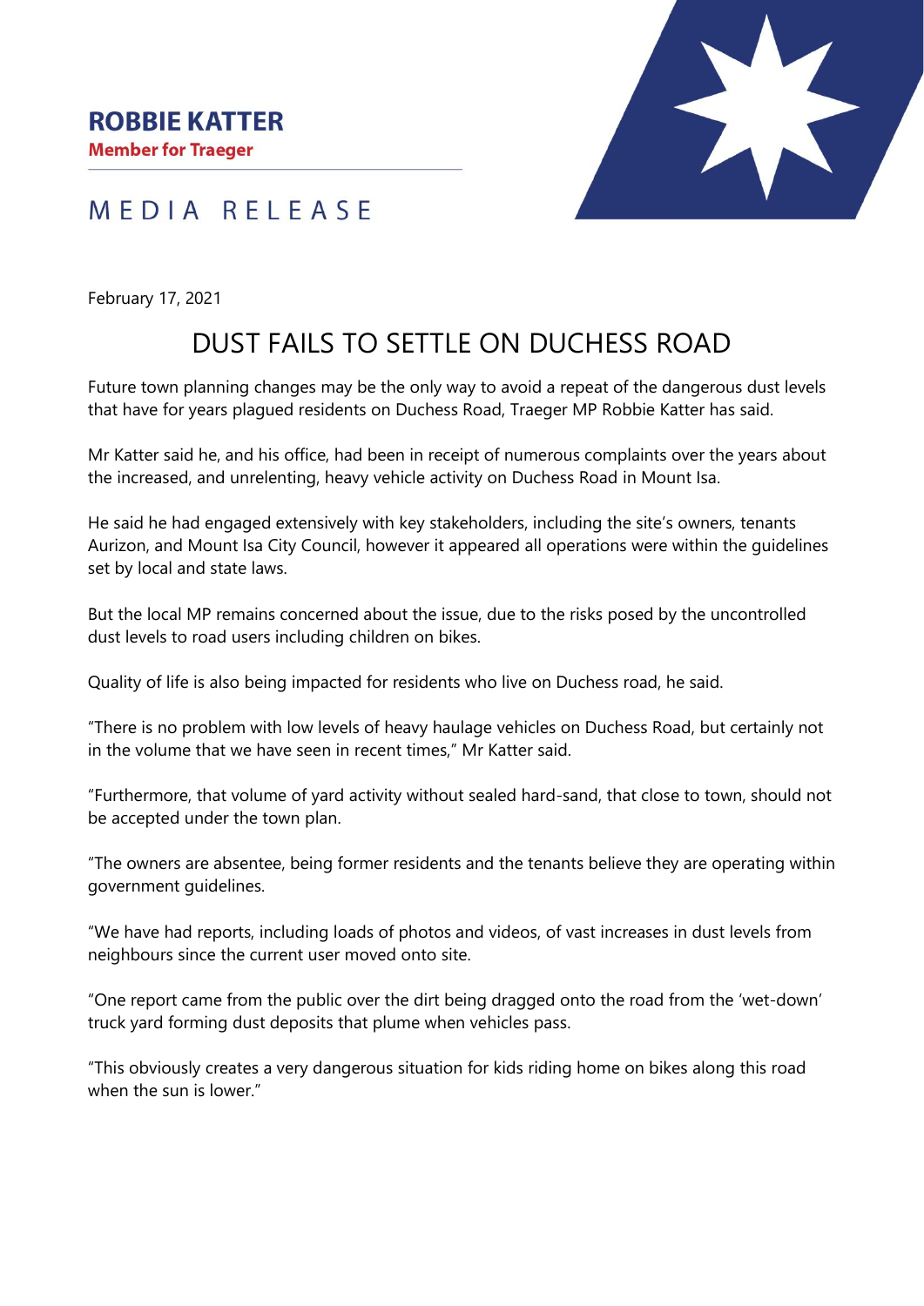**ROBBIE KATTER**
**Member for Traeger**

MEDIA RELEASE

February 17, 2021

# DUST FAILS TO SETTLE ON DUCHESS ROAD

Future town planning changes may be the only way to avoid a repeat of the dangerous dust levels that have for years plagued residents on Duchess Road, Traeger MP Robbie Katter has said.

Mr Katter said he, and his office, had been in receipt of numerous complaints over the years about the increased, and unrelenting, heavy vehicle activity on Duchess Road in Mount Isa.

He said he had engaged extensively with key stakeholders, including the site's owners, tenants Aurizon, and Mount Isa City Council, however it appeared all operations were within the guidelines set by local and state laws.

But the local MP remains concerned about the issue, due to the risks posed by the uncontrolled dust levels to road users including children on bikes.

Quality of life is also being impacted for residents who live on Duchess road, he said.

"There is no problem with low levels of heavy haulage vehicles on Duchess Road, but certainly not in the volume that we have seen in recent times," Mr Katter said.

"Furthermore, that volume of yard activity without sealed hard-sand, that close to town, should not be accepted under the town plan.

"The owners are absentee, being former residents and the tenants believe they are operating within government guidelines.

"We have had reports, including loads of photos and videos, of vast increases in dust levels from neighbours since the current user moved onto site.

"One report came from the public over the dirt being dragged onto the road from the 'wet-down' truck yard forming dust deposits that plume when vehicles pass.

"This obviously creates a very dangerous situation for kids riding home on bikes along this road when the sun is lower."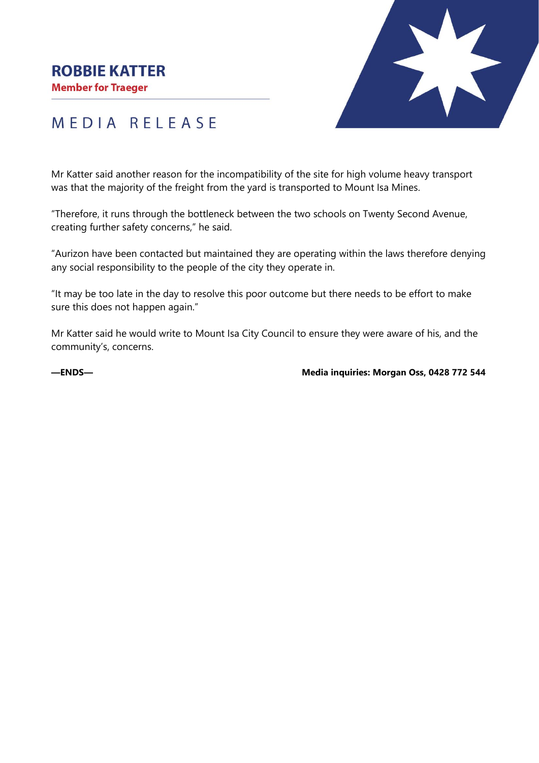**ROBBIE KATTER**
**Member for Traeger**

MEDIA RELEASE

Mr Katter said another reason for the incompatibility of the site for high volume heavy transport was that the majority of the freight from the yard is transported to Mount Isa Mines.

"Therefore, it runs through the bottleneck between the two schools on Twenty Second Avenue, creating further safety concerns," he said.

"Aurizon have been contacted but maintained they are operating within the laws therefore denying any social responsibility to the people of the city they operate in.

"It may be too late in the day to resolve this poor outcome but there needs to be effort to make sure this does not happen again."

Mr Katter said he would write to Mount Isa City Council to ensure they were aware of his, and the community's, concerns.

**—ENDS—**

**Media inquiries: Morgan Oss, 0428 772 544**